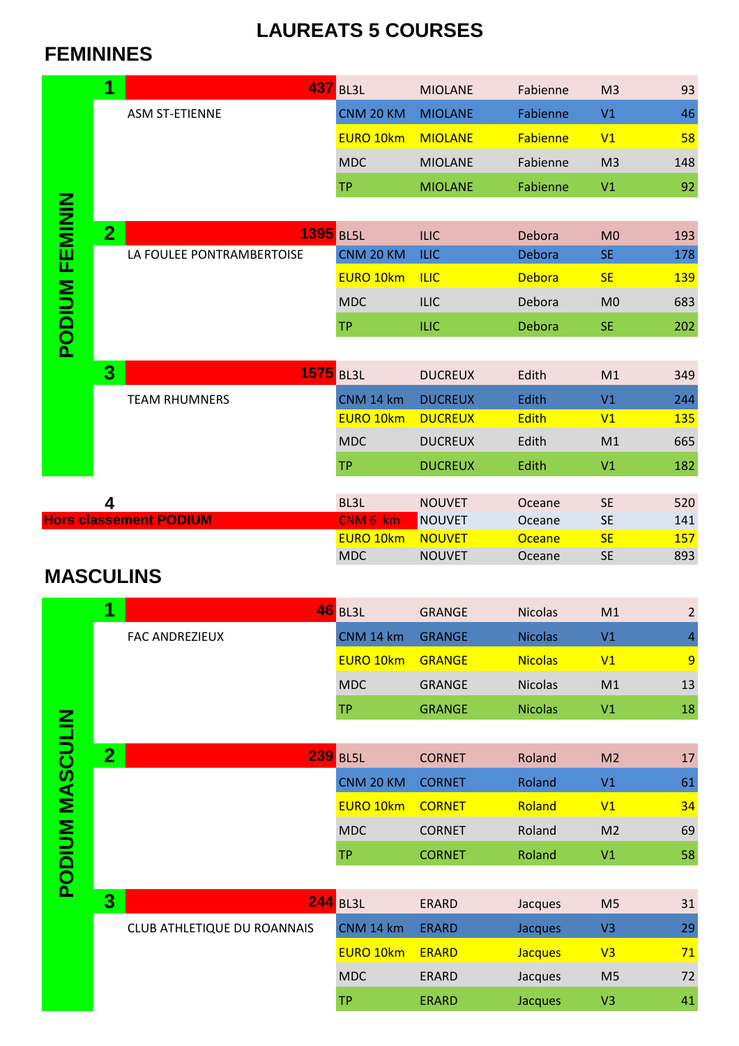# LAUREATS 5 COURSES

## FEMININES

**PODIUM FEMININ**

| Rang | Club | Total | Course | Nom | Prénom | Cat. | Place |
|---|---|---|---|---|---|---|---|
| 1 | ASM ST-ETIENNE | 437 | BL3L | MIOLANE | Fabienne | M3 | 93 |
| | | | CNM 20 KM | MIOLANE | Fabienne | V1 | 46 |
| | | | EURO 10km | MIOLANE | Fabienne | V1 | 58 |
| | | | MDC | MIOLANE | Fabienne | M3 | 148 |
| | | | TP | MIOLANE | Fabienne | V1 | 92 |
| 2 | LA FOULEE PONTRAMBERTOISE | 1395 | BL5L | ILIC | Debora | M0 | 193 |
| | | | CNM 20 KM | ILIC | Debora | SE | 178 |
| | | | EURO 10km | ILIC | Debora | SE | 139 |
| | | | MDC | ILIC | Debora | M0 | 683 |
| | | | TP | ILIC | Debora | SE | 202 |
| 3 | TEAM RHUMNERS | 1575 | BL3L | DUCREUX | Edith | M1 | 349 |
| | | | CNM 14 km | DUCREUX | Edith | V1 | 244 |
| | | | EURO 10km | DUCREUX | Edith | V1 | 135 |
| | | | MDC | DUCREUX | Edith | M1 | 665 |
| | | | TP | DUCREUX | Edith | V1 | 182 |

| Rang | | Course | Nom | Prénom | Cat. | Place |
|---|---|---|---|---|---|---|
| 4 | Hors classement PODIUM | BL3L | NOUVET | Oceane | SE | 520 |
| | | CNM 6 km | NOUVET | Oceane | SE | 141 |
| | | EURO 10km | NOUVET | Oceane | SE | 157 |
| | | MDC | NOUVET | Oceane | SE | 893 |

## MASCULINS

**PODIUM MASCULIN**

| Rang | Club | Total | Course | Nom | Prénom | Cat. | Place |
|---|---|---|---|---|---|---|---|
| 1 | FAC ANDREZIEUX | 46 | BL3L | GRANGE | Nicolas | M1 | 2 |
| | | | CNM 14 km | GRANGE | Nicolas | V1 | 4 |
| | | | EURO 10km | GRANGE | Nicolas | V1 | 9 |
| | | | MDC | GRANGE | Nicolas | M1 | 13 |
| | | | TP | GRANGE | Nicolas | V1 | 18 |
| 2 | | 239 | BL5L | CORNET | Roland | M2 | 17 |
| | | | CNM 20 KM | CORNET | Roland | V1 | 61 |
| | | | EURO 10km | CORNET | Roland | V1 | 34 |
| | | | MDC | CORNET | Roland | M2 | 69 |
| | | | TP | CORNET | Roland | V1 | 58 |
| 3 | CLUB ATHLETIQUE DU ROANNAIS | 244 | BL3L | ERARD | Jacques | M5 | 31 |
| | | | CNM 14 km | ERARD | Jacques | V3 | 29 |
| | | | EURO 10km | ERARD | Jacques | V3 | 71 |
| | | | MDC | ERARD | Jacques | M5 | 72 |
| | | | TP | ERARD | Jacques | V3 | 41 |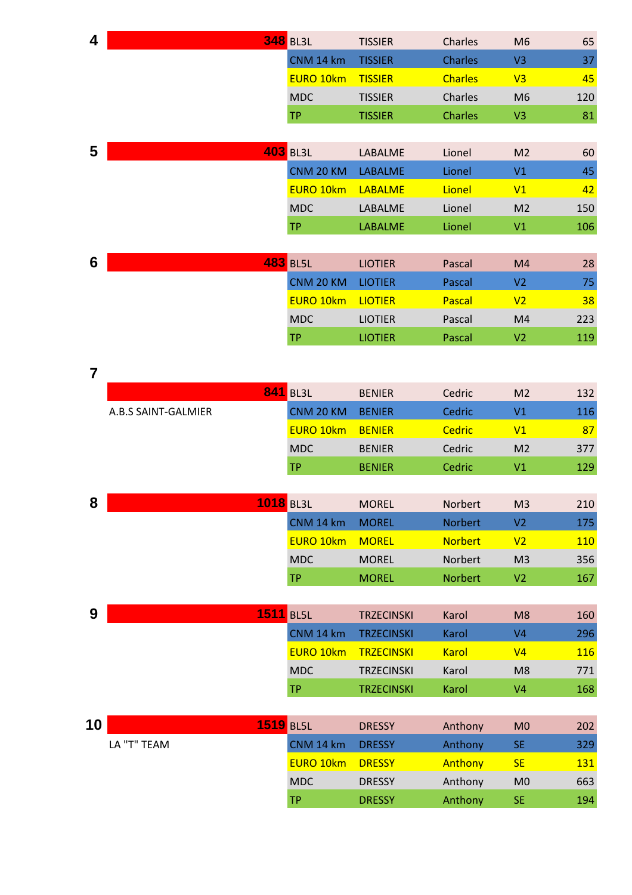| Rang | Total | Course | Nom | Prénom | Cat. | Place |
|---|---|---|---|---|---|---|
| 4 | 348 | BL3L | TISSIER | Charles | M6 | 65 |
| | | CNM 14 km | TISSIER | Charles | V3 | 37 |
| | | EURO 10km | TISSIER | Charles | V3 | 45 |
| | | MDC | TISSIER | Charles | M6 | 120 |
| | | TP | TISSIER | Charles | V3 | 81 |
| 5 | 403 | BL3L | LABALME | Lionel | M2 | 60 |
| | | CNM 20 KM | LABALME | Lionel | V1 | 45 |
| | | EURO 10km | LABALME | Lionel | V1 | 42 |
| | | MDC | LABALME | Lionel | M2 | 150 |
| | | TP | LABALME | Lionel | V1 | 106 |
| 6 | 483 | BL5L | LIOTIER | Pascal | M4 | 28 |
| | | CNM 20 KM | LIOTIER | Pascal | V2 | 75 |
| | | EURO 10km | LIOTIER | Pascal | V2 | 38 |
| | | MDC | LIOTIER | Pascal | M4 | 223 |
| | | TP | LIOTIER | Pascal | V2 | 119 |
| 7 | 841 | BL3L | BENIER | Cedric | M2 | 132 |
| | A.B.S SAINT-GALMIER | CNM 20 KM | BENIER | Cedric | V1 | 116 |
| | | EURO 10km | BENIER | Cedric | V1 | 87 |
| | | MDC | BENIER | Cedric | M2 | 377 |
| | | TP | BENIER | Cedric | V1 | 129 |
| 8 | 1018 | BL3L | MOREL | Norbert | M3 | 210 |
| | | CNM 14 km | MOREL | Norbert | V2 | 175 |
| | | EURO 10km | MOREL | Norbert | V2 | 110 |
| | | MDC | MOREL | Norbert | M3 | 356 |
| | | TP | MOREL | Norbert | V2 | 167 |
| 9 | 1511 | BL5L | TRZECINSKI | Karol | M8 | 160 |
| | | CNM 14 km | TRZECINSKI | Karol | V4 | 296 |
| | | EURO 10km | TRZECINSKI | Karol | V4 | 116 |
| | | MDC | TRZECINSKI | Karol | M8 | 771 |
| | | TP | TRZECINSKI | Karol | V4 | 168 |
| 10 | 1519 | BL5L | DRESSY | Anthony | M0 | 202 |
| | LA "T" TEAM | CNM 14 km | DRESSY | Anthony | SE | 329 |
| | | EURO 10km | DRESSY | Anthony | SE | 131 |
| | | MDC | DRESSY | Anthony | M0 | 663 |
| | | TP | DRESSY | Anthony | SE | 194 |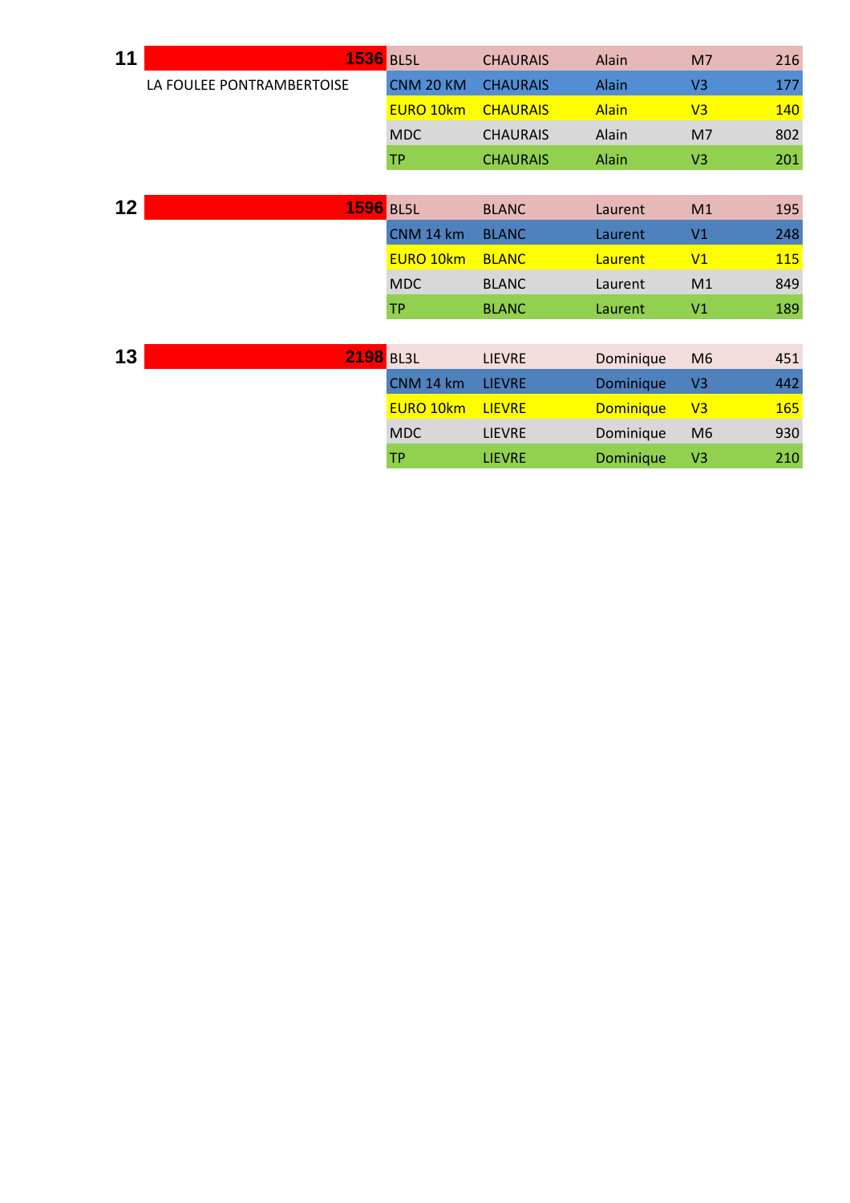| | | | | | | | |
|---|---|---|---|---|---|---|---|
| **11** | **1536** | BL5L | CHAURAIS | Alain | M7 | 216 |
| | LA FOULEE PONTRAMBERTOISE | CNM 20 KM | CHAURAIS | Alain | V3 | 177 |
| | | EURO 10km | CHAURAIS | Alain | V3 | 140 |
| | | MDC | CHAURAIS | Alain | M7 | 802 |
| | | TP | CHAURAIS | Alain | V3 | 201 |
| **12** | **1596** | BL5L | BLANC | Laurent | M1 | 195 |
| | | CNM 14 km | BLANC | Laurent | V1 | 248 |
| | | EURO 10km | BLANC | Laurent | V1 | 115 |
| | | MDC | BLANC | Laurent | M1 | 849 |
| | | TP | BLANC | Laurent | V1 | 189 |
| **13** | **2198** | BL3L | LIEVRE | Dominique | M6 | 451 |
| | | CNM 14 km | LIEVRE | Dominique | V3 | 442 |
| | | EURO 10km | LIEVRE | Dominique | V3 | 165 |
| | | MDC | LIEVRE | Dominique | M6 | 930 |
| | | TP | LIEVRE | Dominique | V3 | 210 |